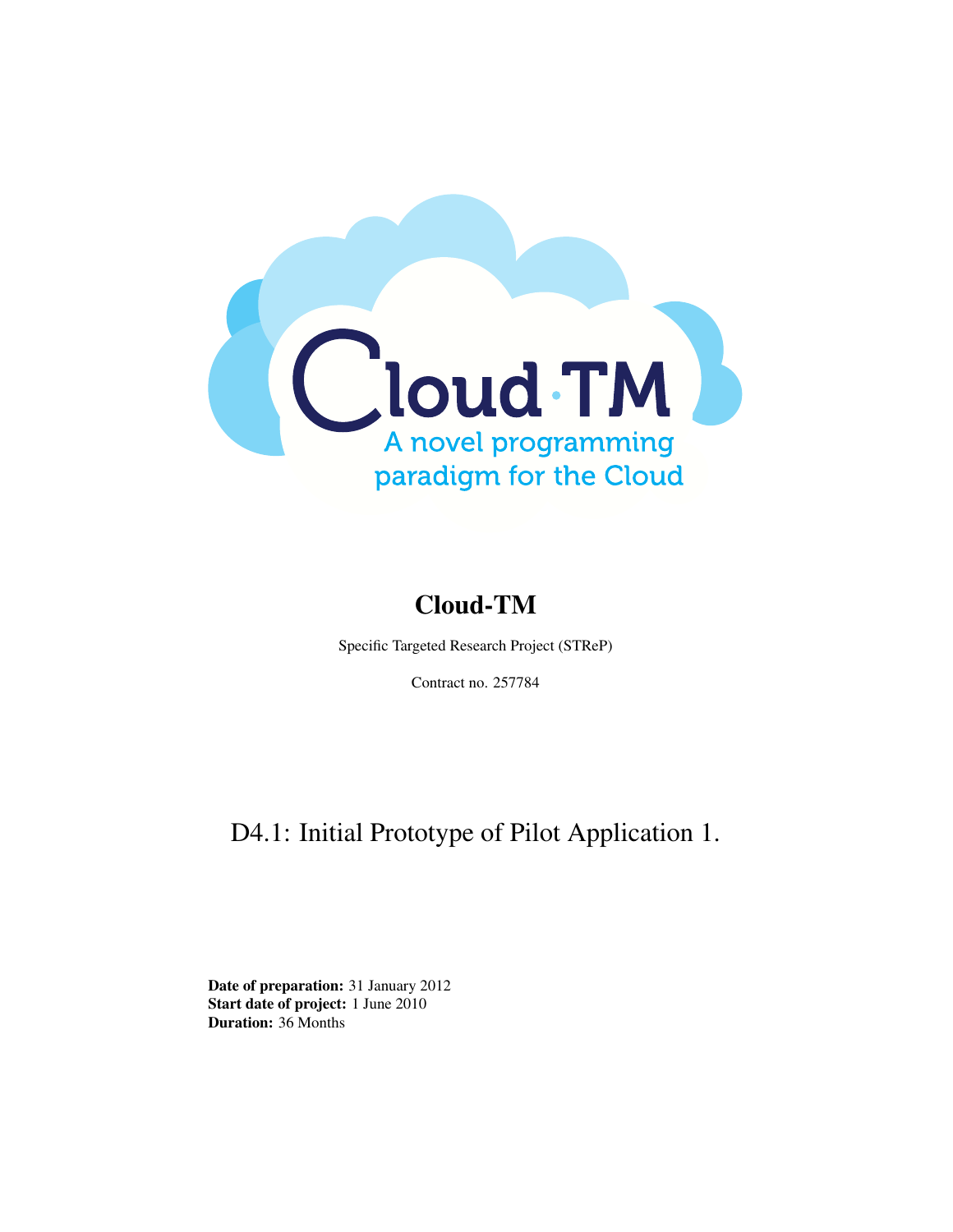Cloud·TM

A novel programming paradigm for the Cloud

# Cloud-TM

Specific Targeted Research Project (STReP)

Contract no. 257784

## D4.1: Initial Prototype of Pilot Application 1.

**Date of preparation:** 31 January 2012
**Start date of project:** 1 June 2010
**Duration:** 36 Months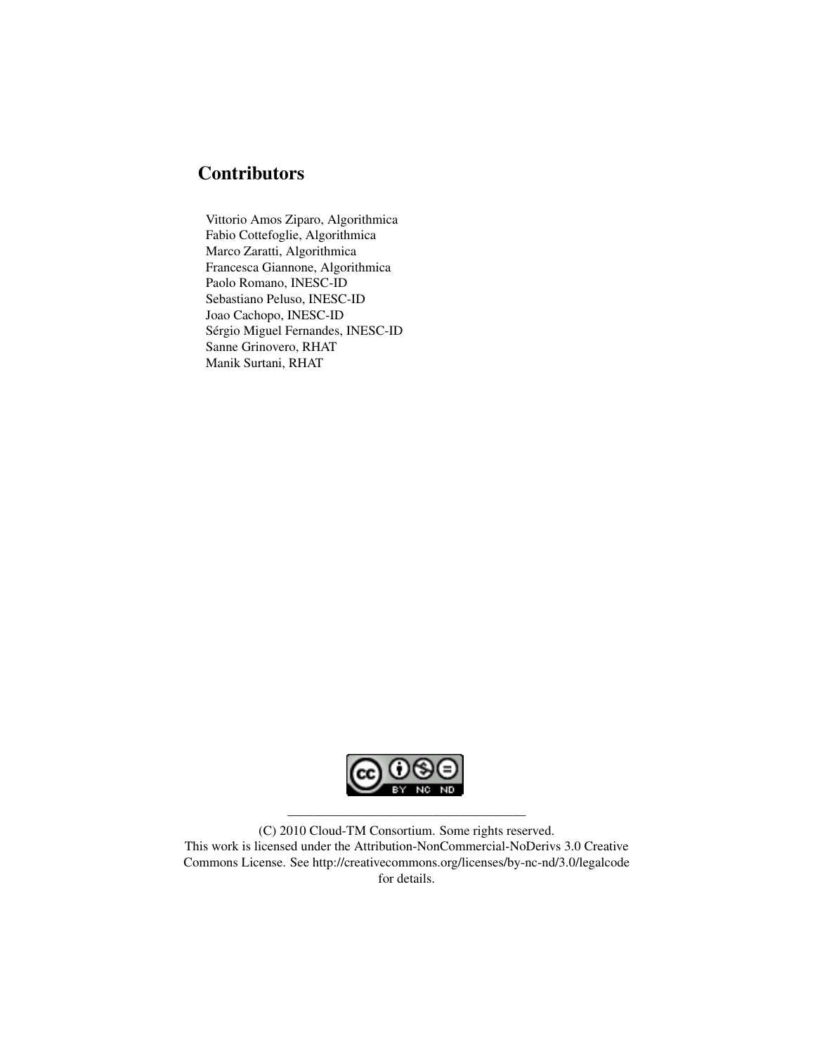## Contributors

Vittorio Amos Ziparo, Algorithmica
Fabio Cottefoglie, Algorithmica
Marco Zaratti, Algorithmica
Francesca Giannone, Algorithmica
Paolo Romano, INESC-ID
Sebastiano Peluso, INESC-ID
Joao Cachopo, INESC-ID
Sérgio Miguel Fernandes, INESC-ID
Sanne Grinovero, RHAT
Manik Surtani, RHAT

---

(C) 2010 Cloud-TM Consortium. Some rights reserved.
This work is licensed under the Attribution-NonCommercial-NoDerivs 3.0 Creative Commons License. See http://creativecommons.org/licenses/by-nc-nd/3.0/legalcode for details.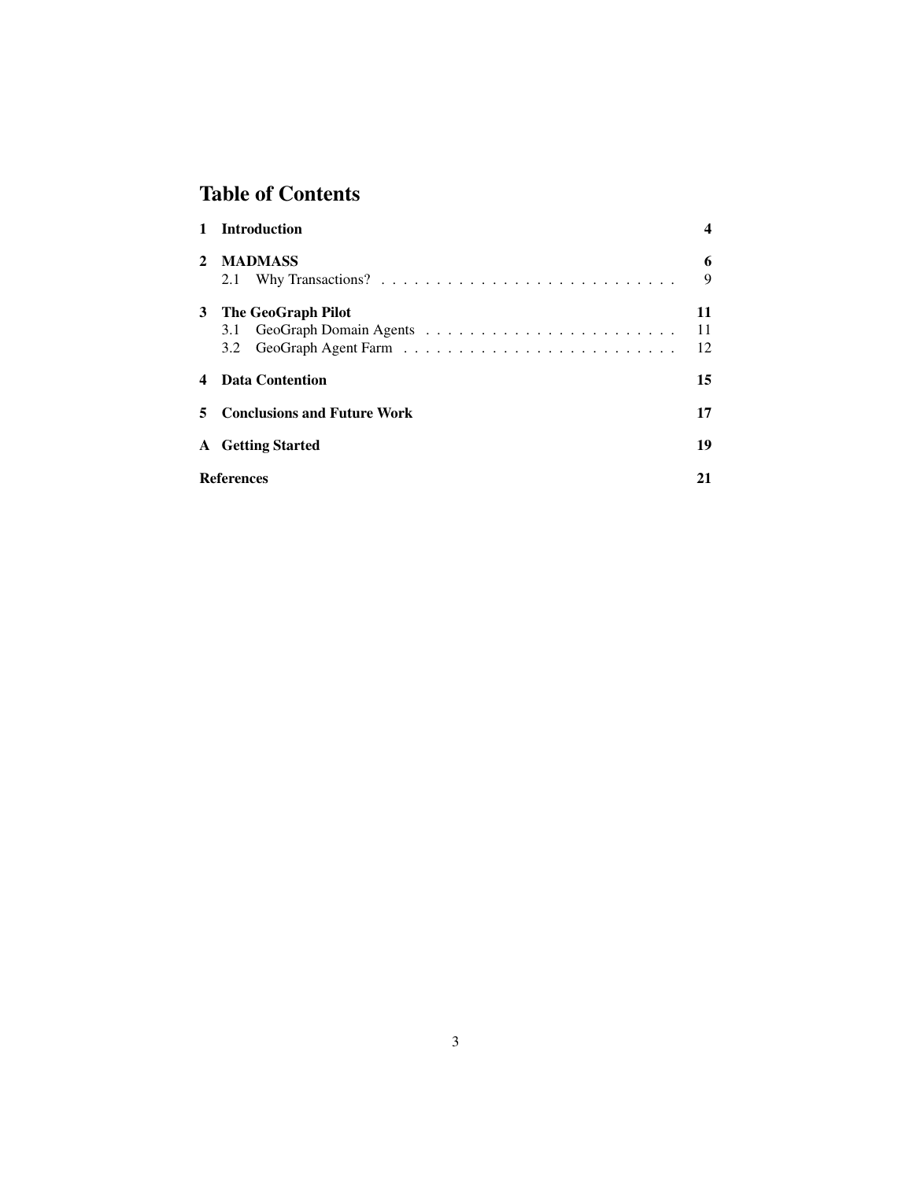# Table of Contents

**1 Introduction** **4**

**2 MADMASS** **6**

- 2.1 Why Transactions? . . . . . . . . . . . . . . . . . . . . . . . . . . . 9

**3 The GeoGraph Pilot** **11**

- 3.1 GeoGraph Domain Agents . . . . . . . . . . . . . . . . . . . . . . . . 11
- 3.2 GeoGraph Agent Farm . . . . . . . . . . . . . . . . . . . . . . . . . . 12

**4 Data Contention** **15**

**5 Conclusions and Future Work** **17**

**A Getting Started** **19**

**References** **21**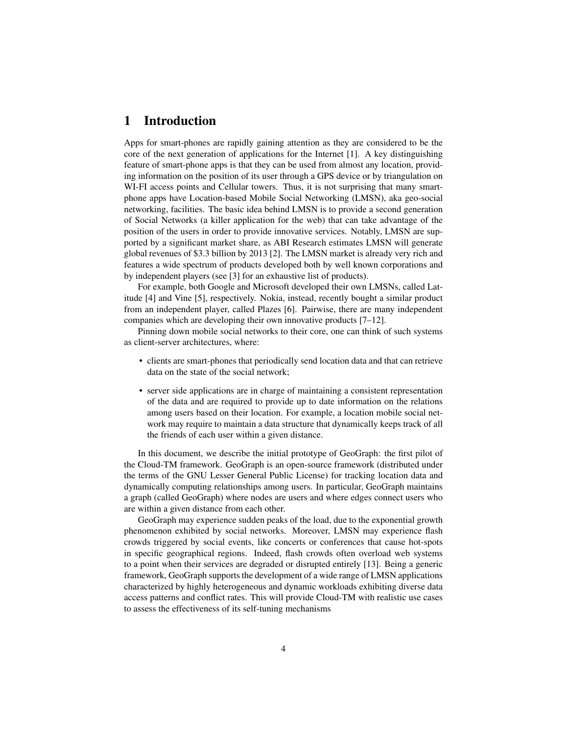# 1 Introduction

Apps for smart-phones are rapidly gaining attention as they are considered to be the core of the next generation of applications for the Internet [1]. A key distinguishing feature of smart-phone apps is that they can be used from almost any location, providing information on the position of its user through a GPS device or by triangulation on WI-FI access points and Cellular towers. Thus, it is not surprising that many smart-phone apps have Location-based Mobile Social Networking (LMSN), aka geo-social networking, facilities. The basic idea behind LMSN is to provide a second generation of Social Networks (a killer application for the web) that can take advantage of the position of the users in order to provide innovative services. Notably, LMSN are supported by a significant market share, as ABI Research estimates LMSN will generate global revenues of $3.3 billion by 2013 [2]. The LMSN market is already very rich and features a wide spectrum of products developed both by well known corporations and by independent players (see [3] for an exhaustive list of products).

For example, both Google and Microsoft developed their own LMSNs, called Latitude [4] and Vine [5], respectively. Nokia, instead, recently bought a similar product from an independent player, called Plazes [6]. Pairwise, there are many independent companies which are developing their own innovative products [7–12].

Pinning down mobile social networks to their core, one can think of such systems as client-server architectures, where:

- clients are smart-phones that periodically send location data and that can retrieve data on the state of the social network;
- server side applications are in charge of maintaining a consistent representation of the data and are required to provide up to date information on the relations among users based on their location. For example, a location mobile social network may require to maintain a data structure that dynamically keeps track of all the friends of each user within a given distance.

In this document, we describe the initial prototype of GeoGraph: the first pilot of the Cloud-TM framework. GeoGraph is an open-source framework (distributed under the terms of the GNU Lesser General Public License) for tracking location data and dynamically computing relationships among users. In particular, GeoGraph maintains a graph (called GeoGraph) where nodes are users and where edges connect users who are within a given distance from each other.

GeoGraph may experience sudden peaks of the load, due to the exponential growth phenomenon exhibited by social networks. Moreover, LMSN may experience flash crowds triggered by social events, like concerts or conferences that cause hot-spots in specific geographical regions. Indeed, flash crowds often overload web systems to a point when their services are degraded or disrupted entirely [13]. Being a generic framework, GeoGraph supports the development of a wide range of LMSN applications characterized by highly heterogeneous and dynamic workloads exhibiting diverse data access patterns and conflict rates. This will provide Cloud-TM with realistic use cases to assess the effectiveness of its self-tuning mechanisms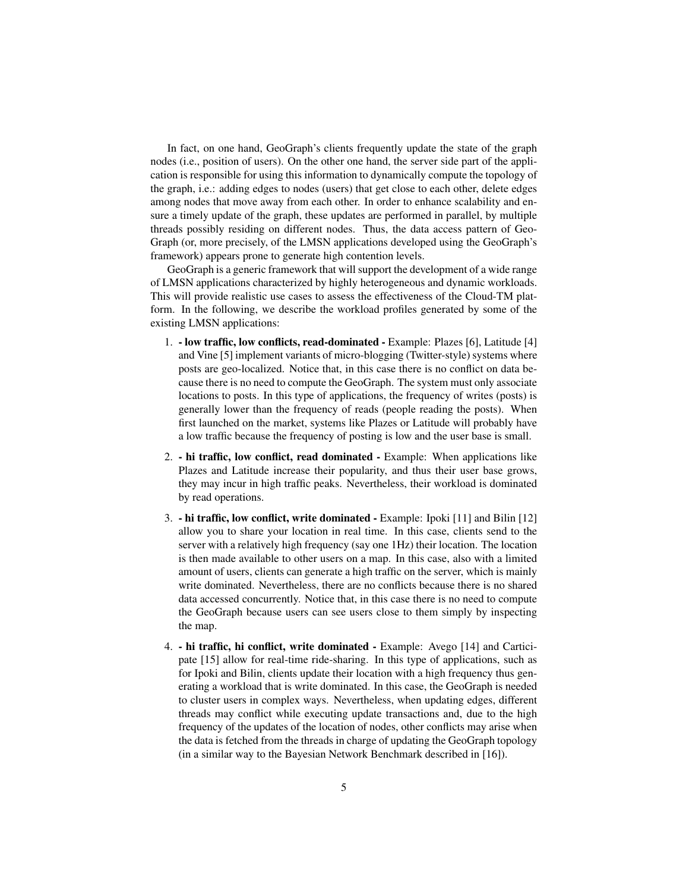In fact, on one hand, GeoGraph's clients frequently update the state of the graph nodes (i.e., position of users). On the other one hand, the server side part of the application is responsible for using this information to dynamically compute the topology of the graph, i.e.: adding edges to nodes (users) that get close to each other, delete edges among nodes that move away from each other. In order to enhance scalability and ensure a timely update of the graph, these updates are performed in parallel, by multiple threads possibly residing on different nodes. Thus, the data access pattern of GeoGraph (or, more precisely, of the LMSN applications developed using the GeoGraph's framework) appears prone to generate high contention levels.

GeoGraph is a generic framework that will support the development of a wide range of LMSN applications characterized by highly heterogeneous and dynamic workloads. This will provide realistic use cases to assess the effectiveness of the Cloud-TM platform. In the following, we describe the workload profiles generated by some of the existing LMSN applications:

1. **- low traffic, low conflicts, read-dominated -** Example: Plazes [6], Latitude [4] and Vine [5] implement variants of micro-blogging (Twitter-style) systems where posts are geo-localized. Notice that, in this case there is no conflict on data because there is no need to compute the GeoGraph. The system must only associate locations to posts. In this type of applications, the frequency of writes (posts) is generally lower than the frequency of reads (people reading the posts). When first launched on the market, systems like Plazes or Latitude will probably have a low traffic because the frequency of posting is low and the user base is small.

2. **- hi traffic, low conflict, read dominated -** Example: When applications like Plazes and Latitude increase their popularity, and thus their user base grows, they may incur in high traffic peaks. Nevertheless, their workload is dominated by read operations.

3. **- hi traffic, low conflict, write dominated -** Example: Ipoki [11] and Bilin [12] allow you to share your location in real time. In this case, clients send to the server with a relatively high frequency (say one 1Hz) their location. The location is then made available to other users on a map. In this case, also with a limited amount of users, clients can generate a high traffic on the server, which is mainly write dominated. Nevertheless, there are no conflicts because there is no shared data accessed concurrently. Notice that, in this case there is no need to compute the GeoGraph because users can see users close to them simply by inspecting the map.

4. **- hi traffic, hi conflict, write dominated -** Example: Avego [14] and Carticipate [15] allow for real-time ride-sharing. In this type of applications, such as for Ipoki and Bilin, clients update their location with a high frequency thus generating a workload that is write dominated. In this case, the GeoGraph is needed to cluster users in complex ways. Nevertheless, when updating edges, different threads may conflict while executing update transactions and, due to the high frequency of the updates of the location of nodes, other conflicts may arise when the data is fetched from the threads in charge of updating the GeoGraph topology (in a similar way to the Bayesian Network Benchmark described in [16]).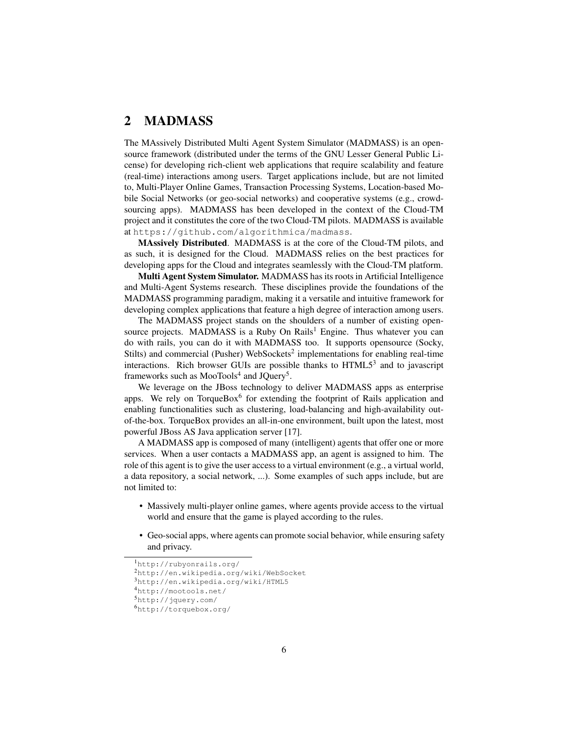## 2 MADMASS

The MAssively Distributed Multi Agent System Simulator (MADMASS) is an open-source framework (distributed under the terms of the GNU Lesser General Public License) for developing rich-client web applications that require scalability and feature (real-time) interactions among users. Target applications include, but are not limited to, Multi-Player Online Games, Transaction Processing Systems, Location-based Mobile Social Networks (or geo-social networks) and cooperative systems (e.g., crowd-sourcing apps). MADMASS has been developed in the context of the Cloud-TM project and it constitutes the core of the two Cloud-TM pilots. MADMASS is available at `https://github.com/algorithmica/madmass`.

**MAssively Distributed**. MADMASS is at the core of the Cloud-TM pilots, and as such, it is designed for the Cloud. MADMASS relies on the best practices for developing apps for the Cloud and integrates seamlessly with the Cloud-TM platform.

**Multi Agent System Simulator.** MADMASS has its roots in Artificial Intelligence and Multi-Agent Systems research. These disciplines provide the foundations of the MADMASS programming paradigm, making it a versatile and intuitive framework for developing complex applications that feature a high degree of interaction among users.

The MADMASS project stands on the shoulders of a number of existing open-source projects. MADMASS is a Ruby On Rails[1] Engine. Thus whatever you can do with rails, you can do it with MADMASS too. It supports opensource (Socky, Stilts) and commercial (Pusher) WebSockets[2] implementations for enabling real-time interactions. Rich browser GUIs are possible thanks to HTML5[3] and to javascript frameworks such as MooTools[4] and JQuery[5].

We leverage on the JBoss technology to deliver MADMASS apps as enterprise apps. We rely on TorqueBox[6] for extending the footprint of Rails application and enabling functionalities such as clustering, load-balancing and high-availability out-of-the-box. TorqueBox provides an all-in-one environment, built upon the latest, most powerful JBoss AS Java application server [17].

A MADMASS app is composed of many (intelligent) agents that offer one or more services. When a user contacts a MADMASS app, an agent is assigned to him. The role of this agent is to give the user access to a virtual environment (e.g., a virtual world, a data repository, a social network, ...). Some examples of such apps include, but are not limited to:

- Massively multi-player online games, where agents provide access to the virtual world and ensure that the game is played according to the rules.
- Geo-social apps, where agents can promote social behavior, while ensuring safety and privacy.

[1] `http://rubyonrails.org/`
[2] `http://en.wikipedia.org/wiki/WebSocket`
[3] `http://en.wikipedia.org/wiki/HTML5`
[4] `http://mootools.net/`
[5] `http://jquery.com/`
[6] `http://torquebox.org/`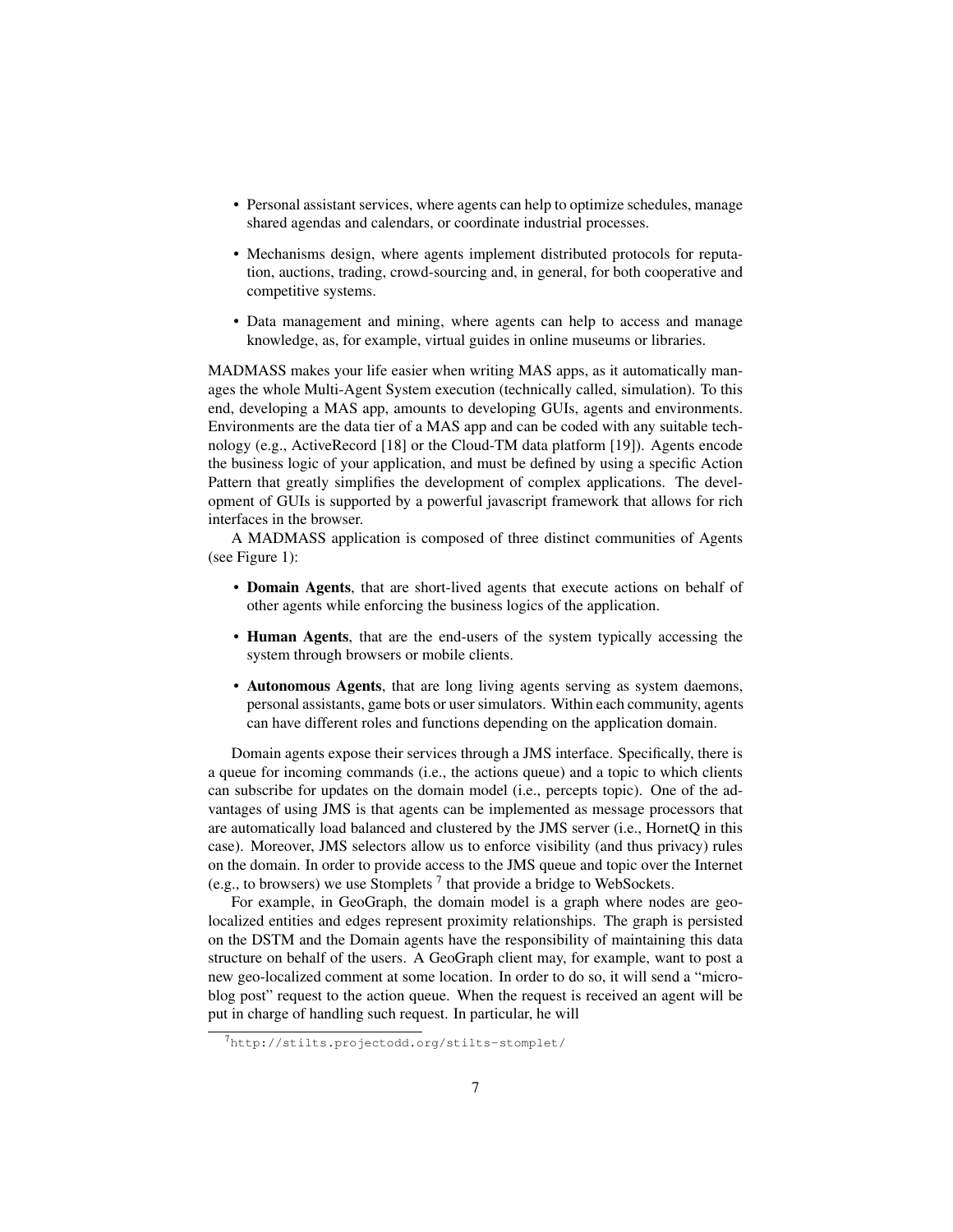- Personal assistant services, where agents can help to optimize schedules, manage shared agendas and calendars, or coordinate industrial processes.
- Mechanisms design, where agents implement distributed protocols for reputation, auctions, trading, crowd-sourcing and, in general, for both cooperative and competitive systems.
- Data management and mining, where agents can help to access and manage knowledge, as, for example, virtual guides in online museums or libraries.

MADMASS makes your life easier when writing MAS apps, as it automatically manages the whole Multi-Agent System execution (technically called, simulation). To this end, developing a MAS app, amounts to developing GUIs, agents and environments. Environments are the data tier of a MAS app and can be coded with any suitable technology (e.g., ActiveRecord [18] or the Cloud-TM data platform [19]). Agents encode the business logic of your application, and must be defined by using a specific Action Pattern that greatly simplifies the development of complex applications. The development of GUIs is supported by a powerful javascript framework that allows for rich interfaces in the browser.

A MADMASS application is composed of three distinct communities of Agents (see Figure 1):

- **Domain Agents**, that are short-lived agents that execute actions on behalf of other agents while enforcing the business logics of the application.
- **Human Agents**, that are the end-users of the system typically accessing the system through browsers or mobile clients.
- **Autonomous Agents**, that are long living agents serving as system daemons, personal assistants, game bots or user simulators. Within each community, agents can have different roles and functions depending on the application domain.

Domain agents expose their services through a JMS interface. Specifically, there is a queue for incoming commands (i.e., the actions queue) and a topic to which clients can subscribe for updates on the domain model (i.e., percepts topic). One of the advantages of using JMS is that agents can be implemented as message processors that are automatically load balanced and clustered by the JMS server (i.e., HornetQ in this case). Moreover, JMS selectors allow us to enforce visibility (and thus privacy) rules on the domain. In order to provide access to the JMS queue and topic over the Internet (e.g., to browsers) we use Stomplets [7] that provide a bridge to WebSockets.

For example, in GeoGraph, the domain model is a graph where nodes are geo-localized entities and edges represent proximity relationships. The graph is persisted on the DSTM and the Domain agents have the responsibility of maintaining this data structure on behalf of the users. A GeoGraph client may, for example, want to post a new geo-localized comment at some location. In order to do so, it will send a "micro-blog post" request to the action queue. When the request is received an agent will be put in charge of handling such request. In particular, he will

[7] http://stilts.projectodd.org/stilts-stomplet/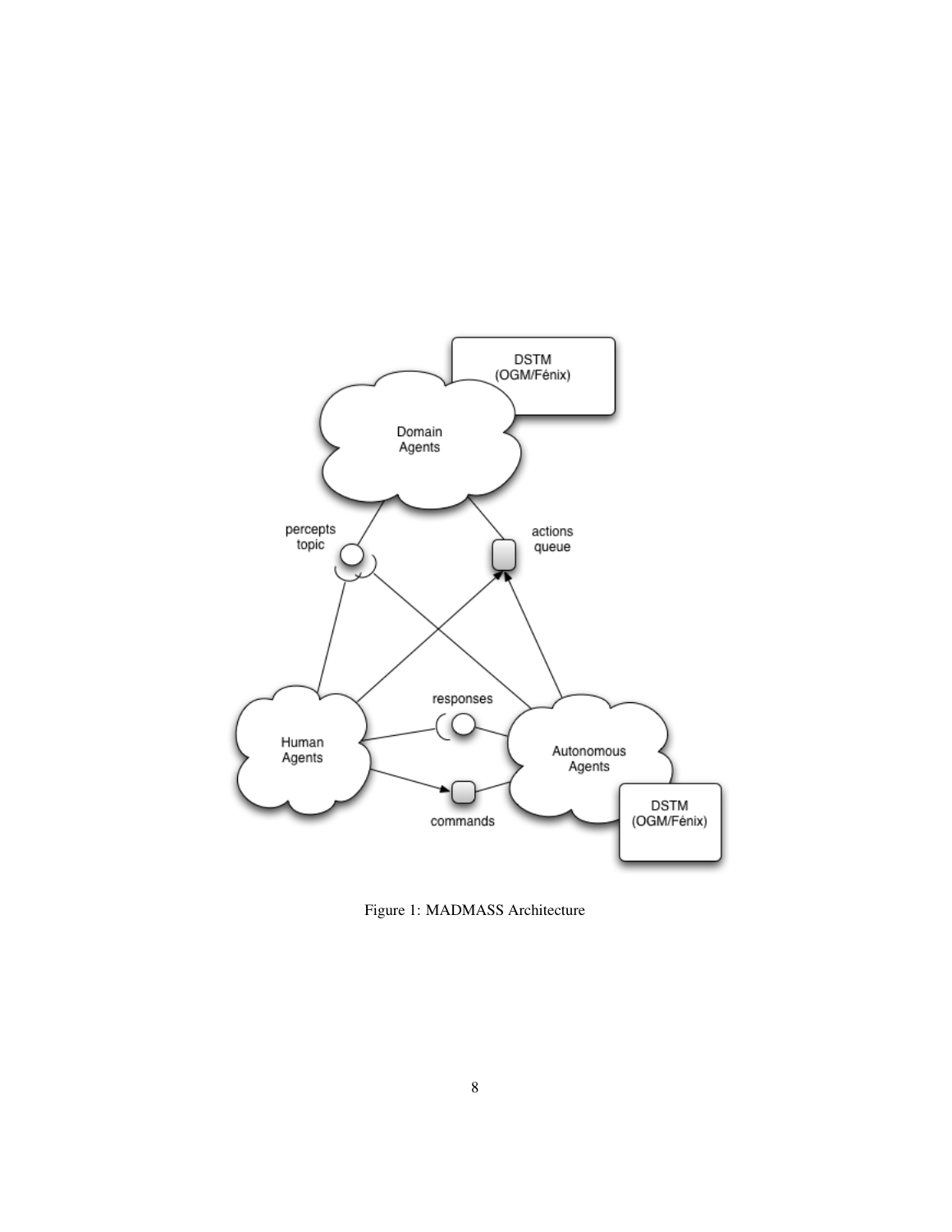Figure 1: MADMASS Architecture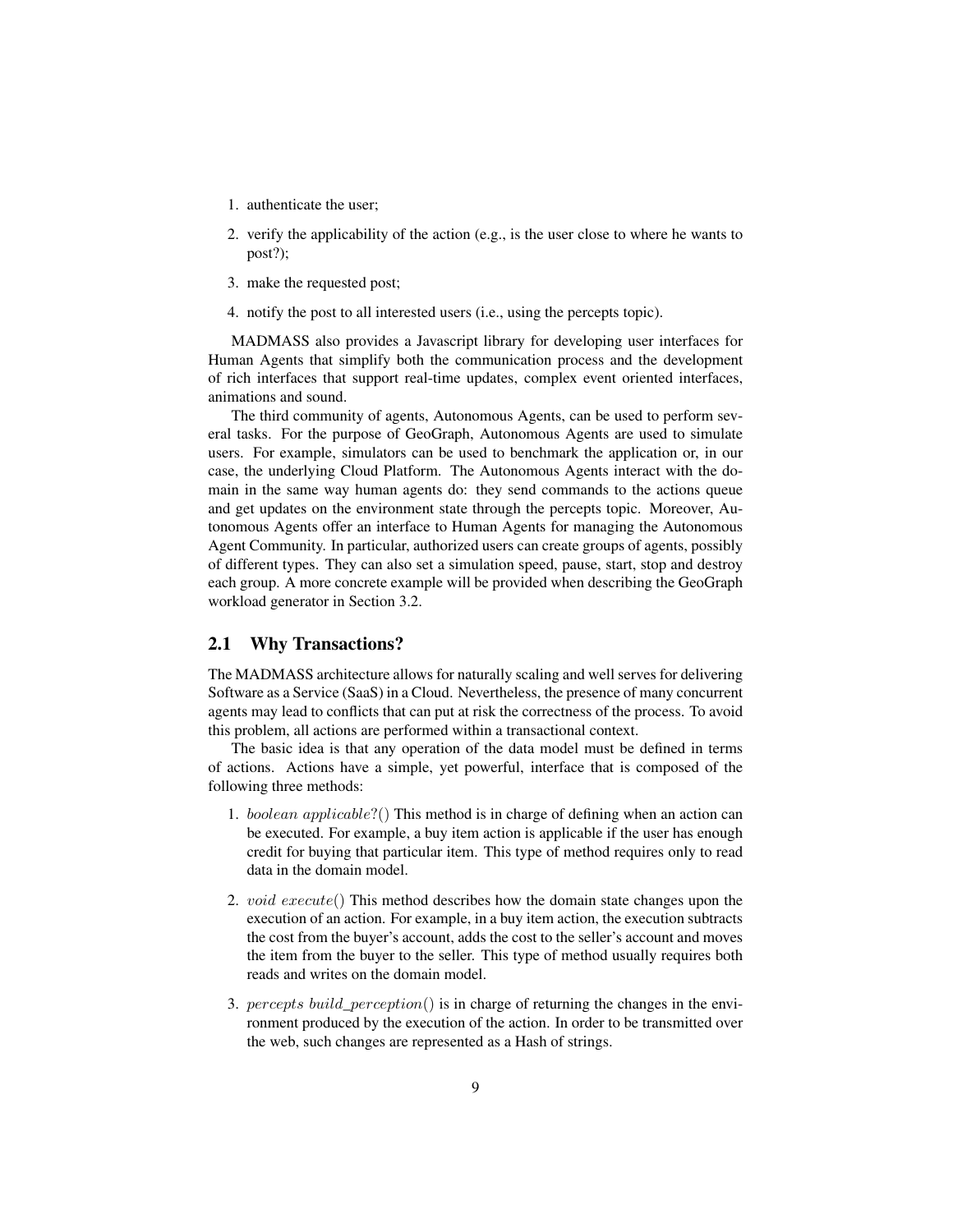1. authenticate the user;
2. verify the applicability of the action (e.g., is the user close to where he wants to post?);
3. make the requested post;
4. notify the post to all interested users (i.e., using the percepts topic).

MADMASS also provides a Javascript library for developing user interfaces for Human Agents that simplify both the communication process and the development of rich interfaces that support real-time updates, complex event oriented interfaces, animations and sound.

The third community of agents, Autonomous Agents, can be used to perform several tasks. For the purpose of GeoGraph, Autonomous Agents are used to simulate users. For example, simulators can be used to benchmark the application or, in our case, the underlying Cloud Platform. The Autonomous Agents interact with the domain in the same way human agents do: they send commands to the actions queue and get updates on the environment state through the percepts topic. Moreover, Autonomous Agents offer an interface to Human Agents for managing the Autonomous Agent Community. In particular, authorized users can create groups of agents, possibly of different types. They can also set a simulation speed, pause, start, stop and destroy each group. A more concrete example will be provided when describing the GeoGraph workload generator in Section 3.2.

## 2.1 Why Transactions?

The MADMASS architecture allows for naturally scaling and well serves for delivering Software as a Service (SaaS) in a Cloud. Nevertheless, the presence of many concurrent agents may lead to conflicts that can put at risk the correctness of the process. To avoid this problem, all actions are performed within a transactional context.

The basic idea is that any operation of the data model must be defined in terms of actions. Actions have a simple, yet powerful, interface that is composed of the following three methods:

1. *boolean applicable?()* This method is in charge of defining when an action can be executed. For example, a buy item action is applicable if the user has enough credit for buying that particular item. This type of method requires only to read data in the domain model.
2. *void execute()* This method describes how the domain state changes upon the execution of an action. For example, in a buy item action, the execution subtracts the cost from the buyer's account, adds the cost to the seller's account and moves the item from the buyer to the seller. This type of method usually requires both reads and writes on the domain model.
3. *percepts build_perception()* is in charge of returning the changes in the environment produced by the execution of the action. In order to be transmitted over the web, such changes are represented as a Hash of strings.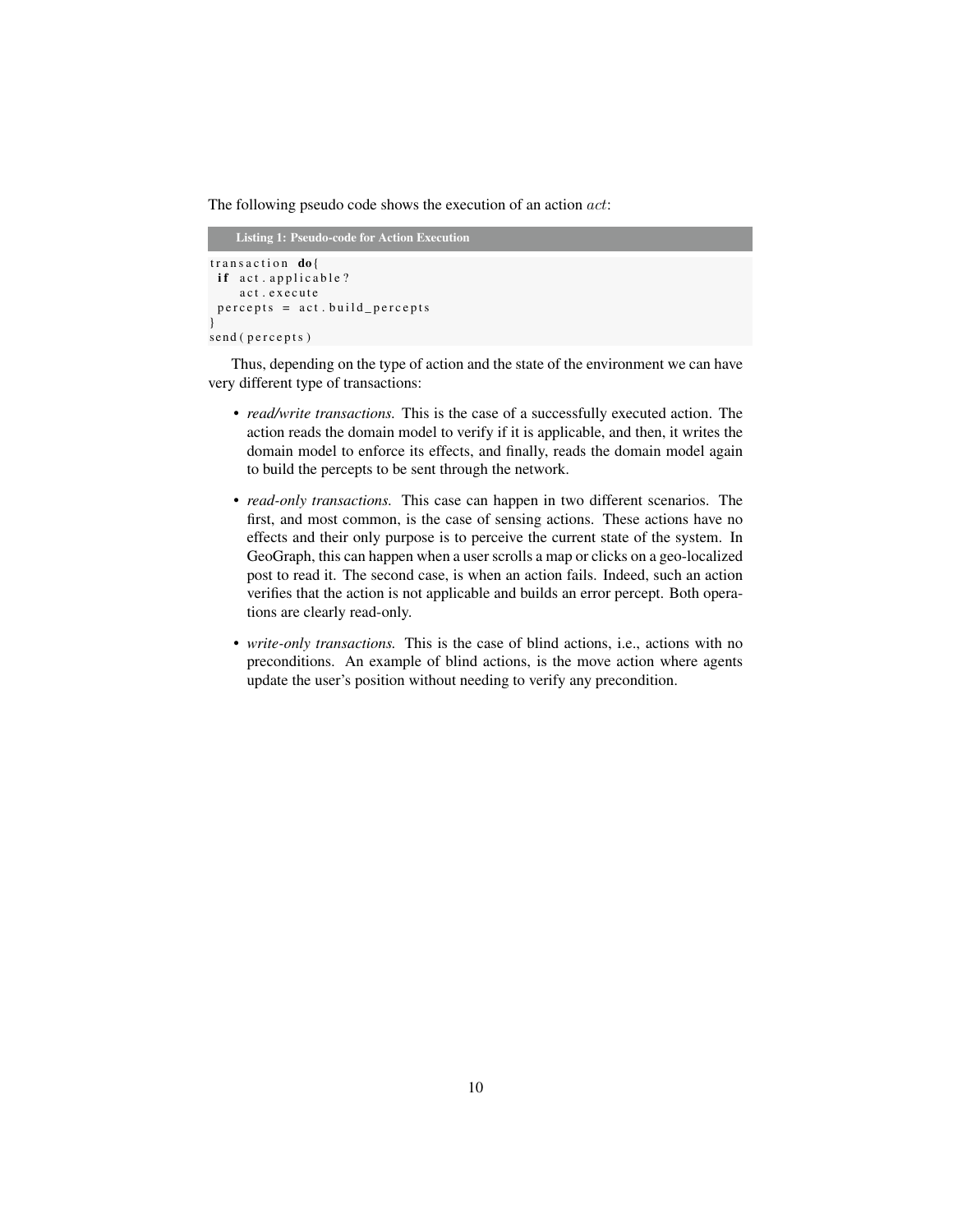The following pseudo code shows the execution of an action $act$:

**Listing 1: Pseudo-code for Action Execution**

```
transaction do{
 if act.applicable?
     act.execute
 percepts = act.build_percepts
}
send(percepts)
```

Thus, depending on the type of action and the state of the environment we can have very different type of transactions:

- *read/write transactions.* This is the case of a successfully executed action. The action reads the domain model to verify if it is applicable, and then, it writes the domain model to enforce its effects, and finally, reads the domain model again to build the percepts to be sent through the network.
- *read-only transactions.* This case can happen in two different scenarios. The first, and most common, is the case of sensing actions. These actions have no effects and their only purpose is to perceive the current state of the system. In GeoGraph, this can happen when a user scrolls a map or clicks on a geo-localized post to read it. The second case, is when an action fails. Indeed, such an action verifies that the action is not applicable and builds an error percept. Both operations are clearly read-only.
- *write-only transactions.* This is the case of blind actions, i.e., actions with no preconditions. An example of blind actions, is the move action where agents update the user's position without needing to verify any precondition.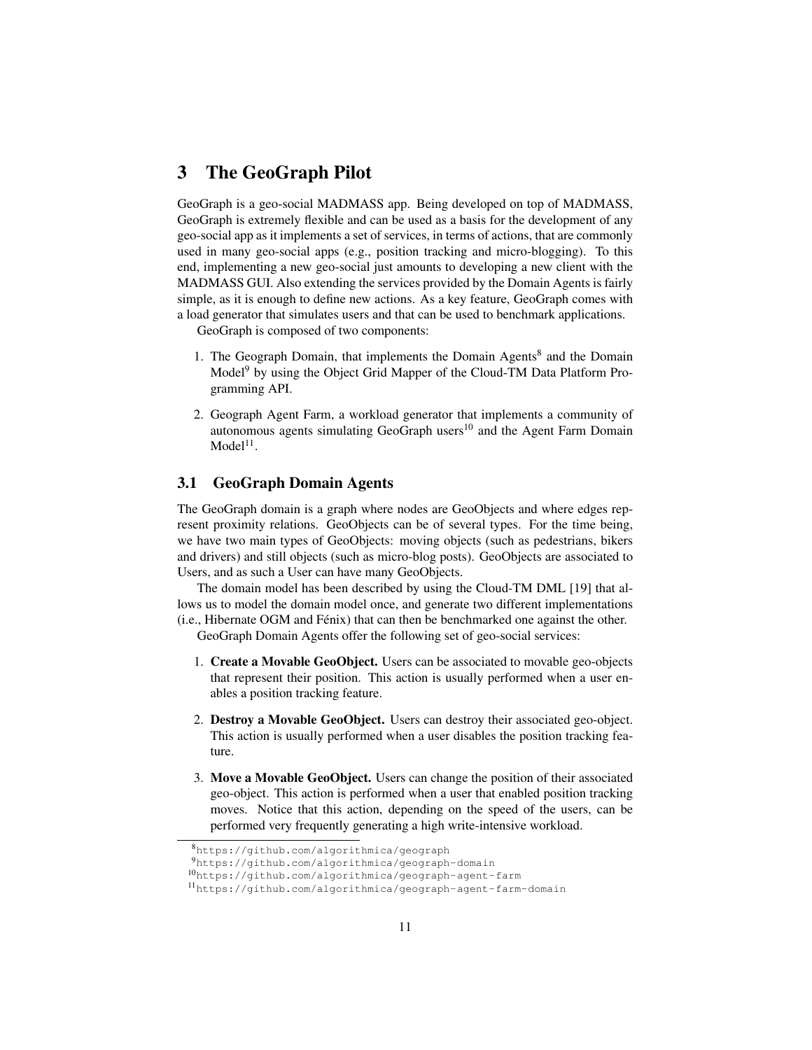# 3 The GeoGraph Pilot

GeoGraph is a geo-social MADMASS app. Being developed on top of MADMASS, GeoGraph is extremely flexible and can be used as a basis for the development of any geo-social app as it implements a set of services, in terms of actions, that are commonly used in many geo-social apps (e.g., position tracking and micro-blogging). To this end, implementing a new geo-social just amounts to developing a new client with the MADMASS GUI. Also extending the services provided by the Domain Agents is fairly simple, as it is enough to define new actions. As a key feature, GeoGraph comes with a load generator that simulates users and that can be used to benchmark applications.

GeoGraph is composed of two components:

1. The Geograph Domain, that implements the Domain Agents[8] and the Domain Model[9] by using the Object Grid Mapper of the Cloud-TM Data Platform Programming API.
2. Geograph Agent Farm, a workload generator that implements a community of autonomous agents simulating GeoGraph users[10] and the Agent Farm Domain Model[11].

## 3.1 GeoGraph Domain Agents

The GeoGraph domain is a graph where nodes are GeoObjects and where edges represent proximity relations. GeoObjects can be of several types. For the time being, we have two main types of GeoObjects: moving objects (such as pedestrians, bikers and drivers) and still objects (such as micro-blog posts). GeoObjects are associated to Users, and as such a User can have many GeoObjects.

The domain model has been described by using the Cloud-TM DML [19] that allows us to model the domain model once, and generate two different implementations (i.e., Hibernate OGM and Fénix) that can then be benchmarked one against the other.

GeoGraph Domain Agents offer the following set of geo-social services:

1. **Create a Movable GeoObject.** Users can be associated to movable geo-objects that represent their position. This action is usually performed when a user enables a position tracking feature.
2. **Destroy a Movable GeoObject.** Users can destroy their associated geo-object. This action is usually performed when a user disables the position tracking feature.
3. **Move a Movable GeoObject.** Users can change the position of their associated geo-object. This action is performed when a user that enabled position tracking moves. Notice that this action, depending on the speed of the users, can be performed very frequently generating a high write-intensive workload.

[8] https://github.com/algorithmica/geograph

[9] https://github.com/algorithmica/geograph-domain

[10] https://github.com/algorithmica/geograph-agent-farm

[11] https://github.com/algorithmica/geograph-agent-farm-domain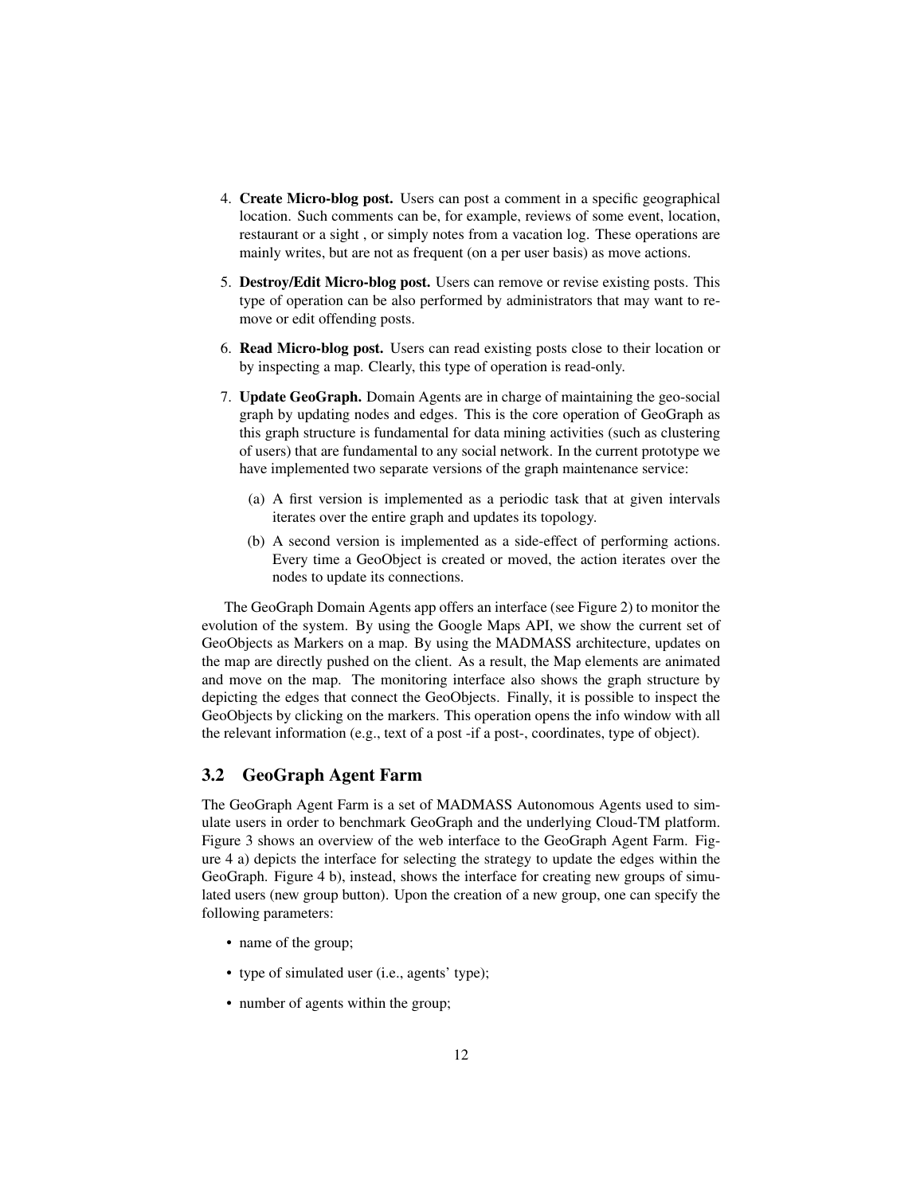4. **Create Micro-blog post.** Users can post a comment in a specific geographical location. Such comments can be, for example, reviews of some event, location, restaurant or a sight , or simply notes from a vacation log. These operations are mainly writes, but are not as frequent (on a per user basis) as move actions.

5. **Destroy/Edit Micro-blog post.** Users can remove or revise existing posts. This type of operation can be also performed by administrators that may want to remove or edit offending posts.

6. **Read Micro-blog post.** Users can read existing posts close to their location or by inspecting a map. Clearly, this type of operation is read-only.

7. **Update GeoGraph.** Domain Agents are in charge of maintaining the geo-social graph by updating nodes and edges. This is the core operation of GeoGraph as this graph structure is fundamental for data mining activities (such as clustering of users) that are fundamental to any social network. In the current prototype we have implemented two separate versions of the graph maintenance service:

   (a) A first version is implemented as a periodic task that at given intervals iterates over the entire graph and updates its topology.

   (b) A second version is implemented as a side-effect of performing actions. Every time a GeoObject is created or moved, the action iterates over the nodes to update its connections.

The GeoGraph Domain Agents app offers an interface (see Figure 2) to monitor the evolution of the system. By using the Google Maps API, we show the current set of GeoObjects as Markers on a map. By using the MADMASS architecture, updates on the map are directly pushed on the client. As a result, the Map elements are animated and move on the map. The monitoring interface also shows the graph structure by depicting the edges that connect the GeoObjects. Finally, it is possible to inspect the GeoObjects by clicking on the markers. This operation opens the info window with all the relevant information (e.g., text of a post -if a post-, coordinates, type of object).

## 3.2 GeoGraph Agent Farm

The GeoGraph Agent Farm is a set of MADMASS Autonomous Agents used to simulate users in order to benchmark GeoGraph and the underlying Cloud-TM platform. Figure 3 shows an overview of the web interface to the GeoGraph Agent Farm. Figure 4 a) depicts the interface for selecting the strategy to update the edges within the GeoGraph. Figure 4 b), instead, shows the interface for creating new groups of simulated users (new group button). Upon the creation of a new group, one can specify the following parameters:

- name of the group;
- type of simulated user (i.e., agents' type);
- number of agents within the group;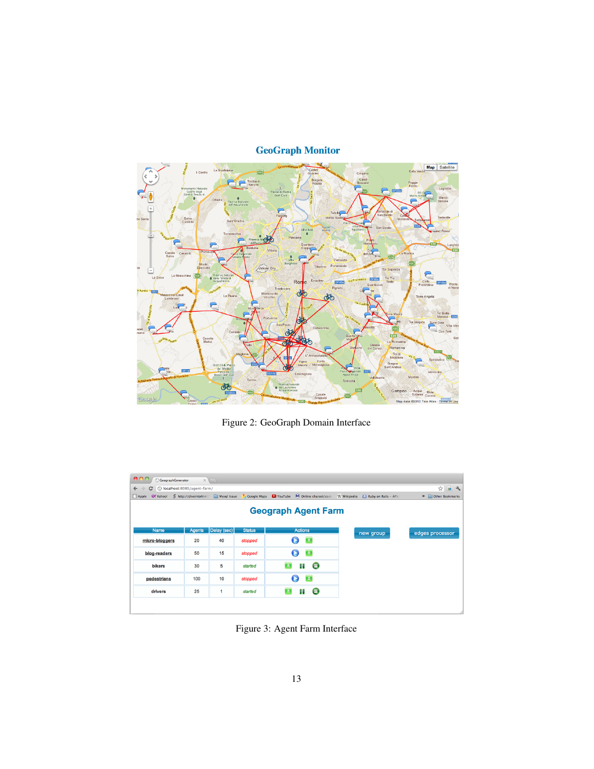Figure 2: GeoGraph Domain Interface

Figure 3: Agent Farm Interface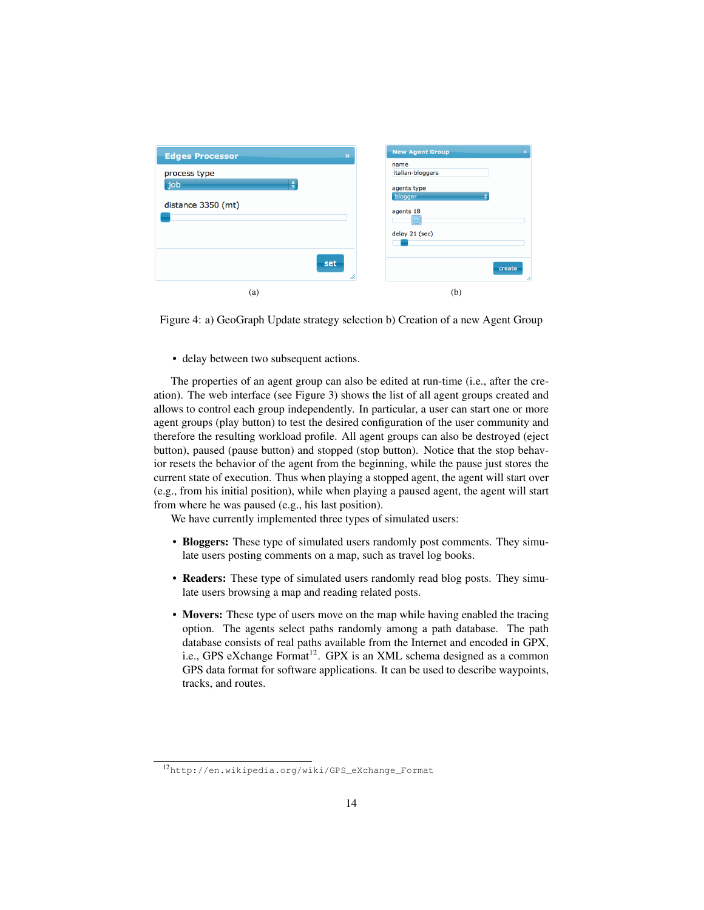(a)

(b)

Figure 4: a) GeoGraph Update strategy selection b) Creation of a new Agent Group

- delay between two subsequent actions.

The properties of an agent group can also be edited at run-time (i.e., after the creation). The web interface (see Figure 3) shows the list of all agent groups created and allows to control each group independently. In particular, a user can start one or more agent groups (play button) to test the desired configuration of the user community and therefore the resulting workload profile. All agent groups can also be destroyed (eject button), paused (pause button) and stopped (stop button). Notice that the stop behavior resets the behavior of the agent from the beginning, while the pause just stores the current state of execution. Thus when playing a stopped agent, the agent will start over (e.g., from his initial position), while when playing a paused agent, the agent will start from where he was paused (e.g., his last position).

We have currently implemented three types of simulated users:

- **Bloggers:** These type of simulated users randomly post comments. They simulate users posting comments on a map, such as travel log books.
- **Readers:** These type of simulated users randomly read blog posts. They simulate users browsing a map and reading related posts.
- **Movers:** These type of users move on the map while having enabled the tracing option. The agents select paths randomly among a path database. The path database consists of real paths available from the Internet and encoded in GPX, i.e., GPS eXchange Format[12]. GPX is an XML schema designed as a common GPS data format for software applications. It can be used to describe waypoints, tracks, and routes.

[12] http://en.wikipedia.org/wiki/GPS_eXchange_Format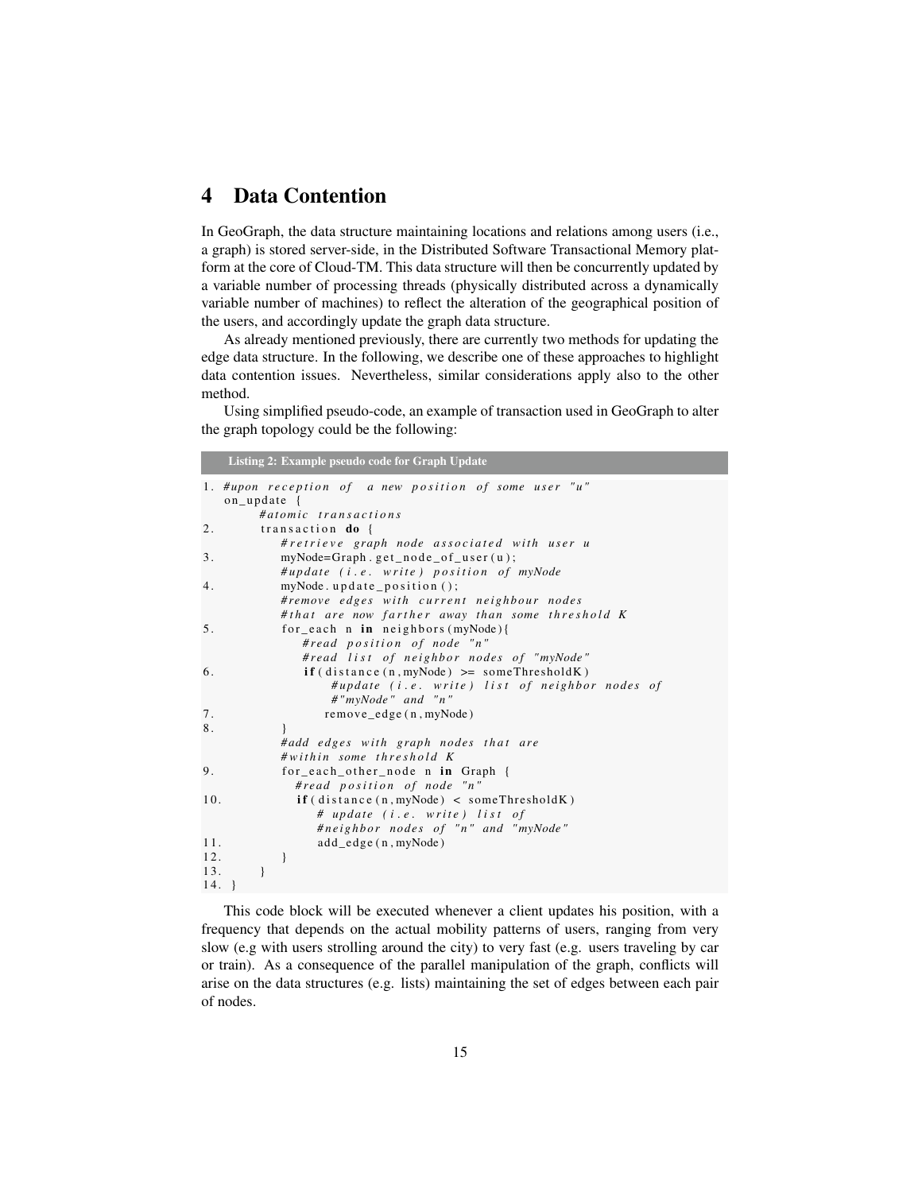# 4 Data Contention

In GeoGraph, the data structure maintaining locations and relations among users (i.e., a graph) is stored server-side, in the Distributed Software Transactional Memory platform at the core of Cloud-TM. This data structure will then be concurrently updated by a variable number of processing threads (physically distributed across a dynamically variable number of machines) to reflect the alteration of the geographical position of the users, and accordingly update the graph data structure.

As already mentioned previously, there are currently two methods for updating the edge data structure. In the following, we describe one of these approaches to highlight data contention issues. Nevertheless, similar considerations apply also to the other method.

Using simplified pseudo-code, an example of transaction used in GeoGraph to alter the graph topology could be the following:

**Listing 2: Example pseudo code for Graph Update**

```
1. #upon reception of  a new position of some user "u"
   on_update {
         #atomic transactions
2.       transaction do {
            #retrieve graph node associated with user u
3.          myNode=Graph.get_node_of_user(u);
            #update (i.e. write) position of myNode
4.          myNode.update_position();
            #remove edges with current neighbour nodes
            #that are now farther away than some threshold K
5.          for_each n in neighbors(myNode){
               #read position of node "n"
               #read list of neighbor nodes of "myNode"
6.             if(distance(n,myNode) >= someThresholdK)
                   #update (i.e. write) list of neighbor nodes of
                   #"myNode" and "n"
7.               remove_edge(n,myNode)
8.          }
            #add edges with graph nodes that are
            #within some threshold K
9.          for_each_other_node n in Graph {
              #read position of node "n"
10.           if(distance(n,myNode) < someThresholdK)
                 # update (i.e. write) list of
                 #neighbor nodes of "n" and "myNode"
11.              add_edge(n,myNode)
12.         }
13.      }
14. }
```

This code block will be executed whenever a client updates his position, with a frequency that depends on the actual mobility patterns of users, ranging from very slow (e.g with users strolling around the city) to very fast (e.g. users traveling by car or train). As a consequence of the parallel manipulation of the graph, conflicts will arise on the data structures (e.g. lists) maintaining the set of edges between each pair of nodes.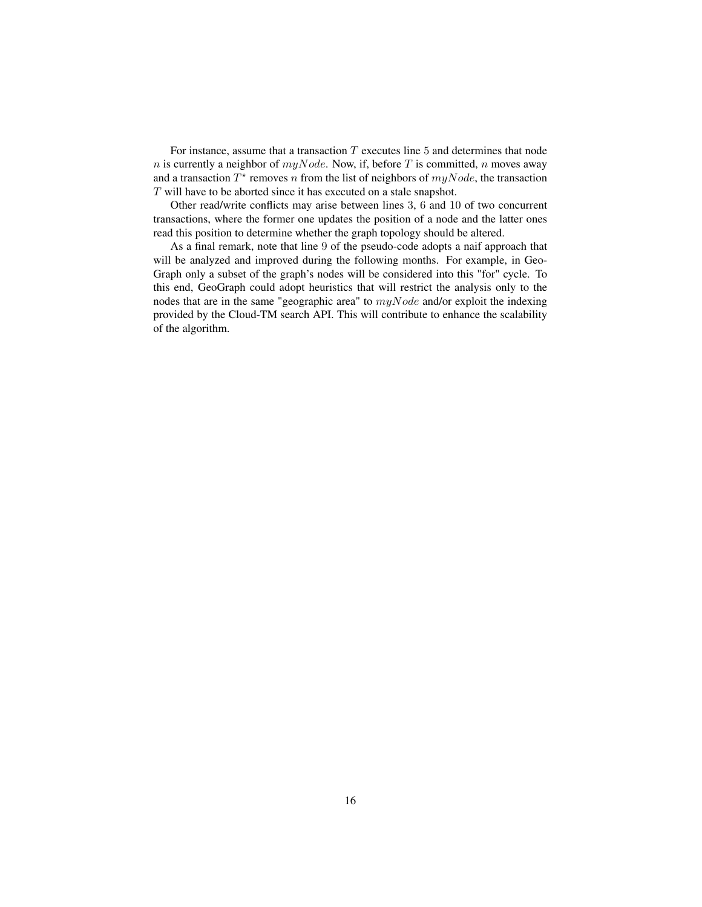For instance, assume that a transaction $T$ executes line $5$ and determines that node $n$ is currently a neighbor of $myNode$. Now, if, before $T$ is committed, $n$ moves away and a transaction $T^{\star}$ removes $n$ from the list of neighbors of $myNode$, the transaction $T$ will have to be aborted since it has executed on a stale snapshot.

Other read/write conflicts may arise between lines $3$, $6$ and $10$ of two concurrent transactions, where the former one updates the position of a node and the latter ones read this position to determine whether the graph topology should be altered.

As a final remark, note that line $9$ of the pseudo-code adopts a naif approach that will be analyzed and improved during the following months. For example, in GeoGraph only a subset of the graph's nodes will be considered into this "for" cycle. To this end, GeoGraph could adopt heuristics that will restrict the analysis only to the nodes that are in the same "geographic area" to $myNode$ and/or exploit the indexing provided by the Cloud-TM search API. This will contribute to enhance the scalability of the algorithm.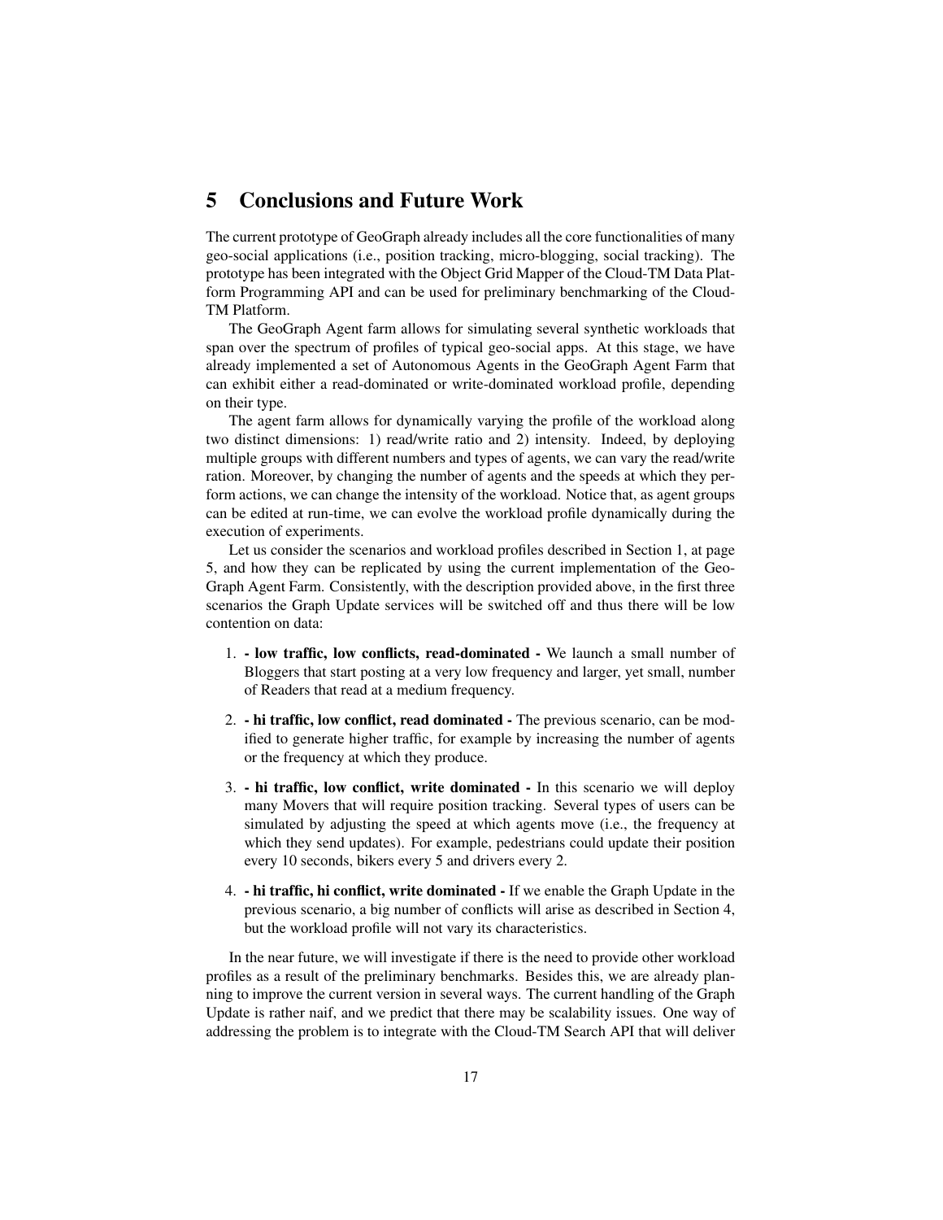# 5 Conclusions and Future Work

The current prototype of GeoGraph already includes all the core functionalities of many geo-social applications (i.e., position tracking, micro-blogging, social tracking). The prototype has been integrated with the Object Grid Mapper of the Cloud-TM Data Platform Programming API and can be used for preliminary benchmarking of the Cloud-TM Platform.

The GeoGraph Agent farm allows for simulating several synthetic workloads that span over the spectrum of profiles of typical geo-social apps. At this stage, we have already implemented a set of Autonomous Agents in the GeoGraph Agent Farm that can exhibit either a read-dominated or write-dominated workload profile, depending on their type.

The agent farm allows for dynamically varying the profile of the workload along two distinct dimensions: 1) read/write ratio and 2) intensity. Indeed, by deploying multiple groups with different numbers and types of agents, we can vary the read/write ration. Moreover, by changing the number of agents and the speeds at which they perform actions, we can change the intensity of the workload. Notice that, as agent groups can be edited at run-time, we can evolve the workload profile dynamically during the execution of experiments.

Let us consider the scenarios and workload profiles described in Section 1, at page 5, and how they can be replicated by using the current implementation of the GeoGraph Agent Farm. Consistently, with the description provided above, in the first three scenarios the Graph Update services will be switched off and thus there will be low contention on data:

1. **- low traffic, low conflicts, read-dominated -** We launch a small number of Bloggers that start posting at a very low frequency and larger, yet small, number of Readers that read at a medium frequency.

2. **- hi traffic, low conflict, read dominated -** The previous scenario, can be modified to generate higher traffic, for example by increasing the number of agents or the frequency at which they produce.

3. **- hi traffic, low conflict, write dominated -** In this scenario we will deploy many Movers that will require position tracking. Several types of users can be simulated by adjusting the speed at which agents move (i.e., the frequency at which they send updates). For example, pedestrians could update their position every 10 seconds, bikers every 5 and drivers every 2.

4. **- hi traffic, hi conflict, write dominated -** If we enable the Graph Update in the previous scenario, a big number of conflicts will arise as described in Section 4, but the workload profile will not vary its characteristics.

In the near future, we will investigate if there is the need to provide other workload profiles as a result of the preliminary benchmarks. Besides this, we are already planning to improve the current version in several ways. The current handling of the Graph Update is rather naif, and we predict that there may be scalability issues. One way of addressing the problem is to integrate with the Cloud-TM Search API that will deliver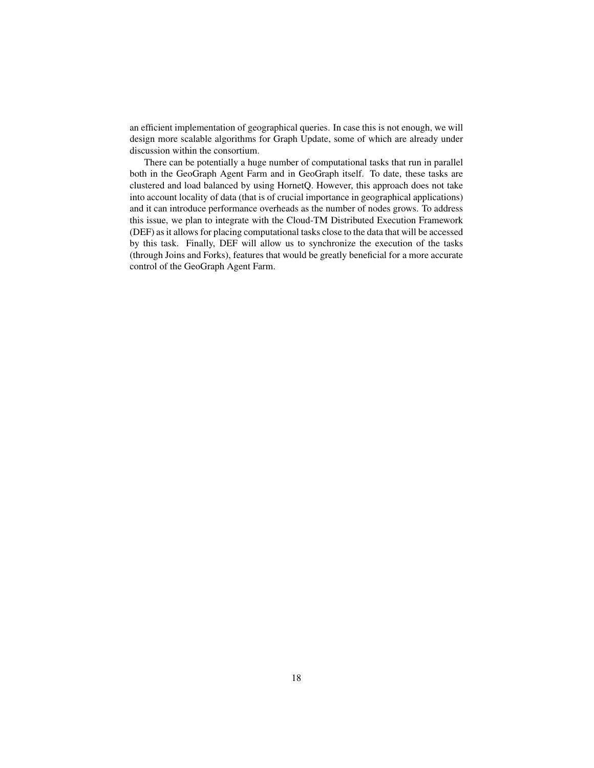an efficient implementation of geographical queries. In case this is not enough, we will design more scalable algorithms for Graph Update, some of which are already under discussion within the consortium.

There can be potentially a huge number of computational tasks that run in parallel both in the GeoGraph Agent Farm and in GeoGraph itself. To date, these tasks are clustered and load balanced by using HornetQ. However, this approach does not take into account locality of data (that is of crucial importance in geographical applications) and it can introduce performance overheads as the number of nodes grows. To address this issue, we plan to integrate with the Cloud-TM Distributed Execution Framework (DEF) as it allows for placing computational tasks close to the data that will be accessed by this task. Finally, DEF will allow us to synchronize the execution of the tasks (through Joins and Forks), features that would be greatly beneficial for a more accurate control of the GeoGraph Agent Farm.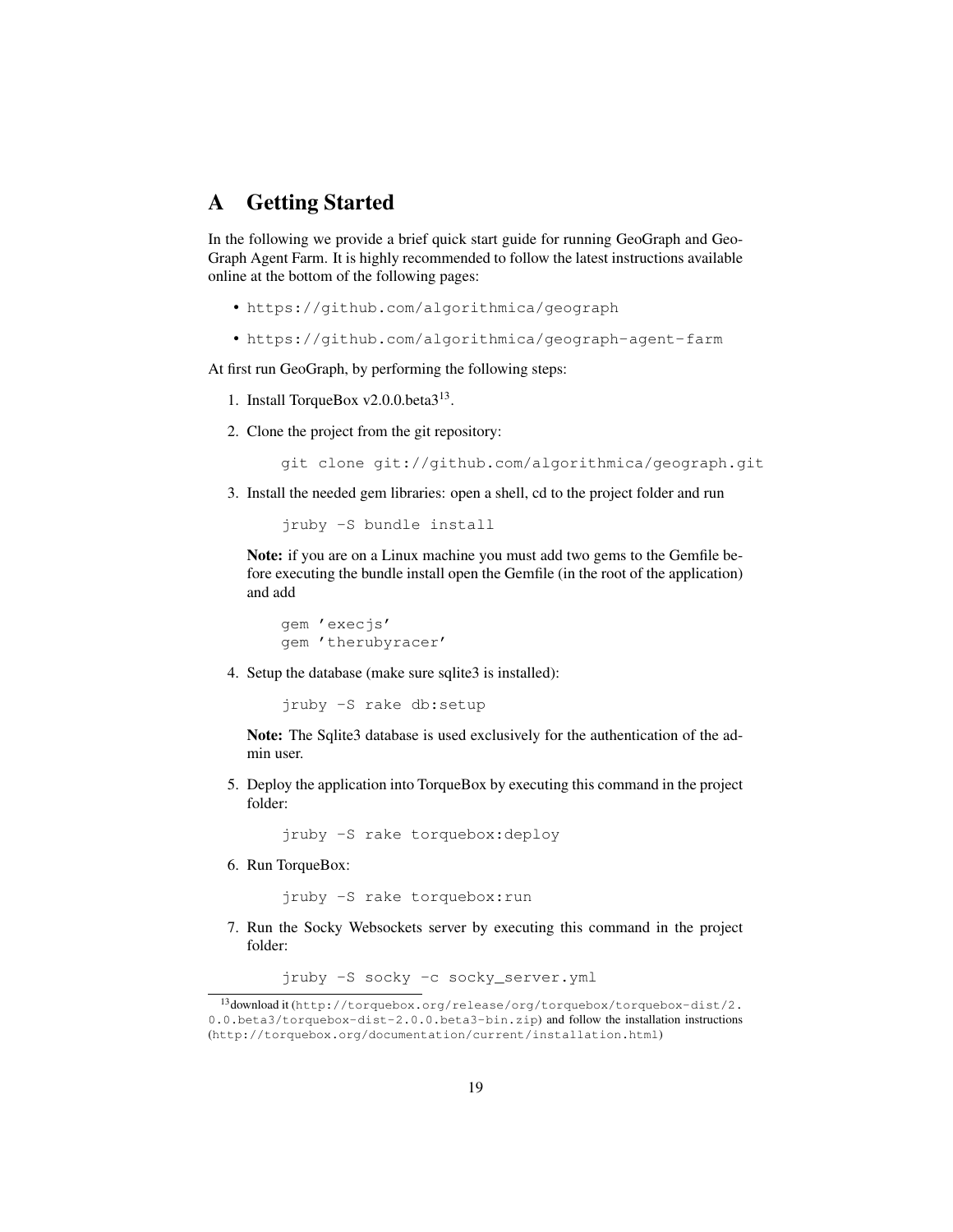# A Getting Started

In the following we provide a brief quick start guide for running GeoGraph and GeoGraph Agent Farm. It is highly recommended to follow the latest instructions available online at the bottom of the following pages:

- `https://github.com/algorithmica/geograph`
- `https://github.com/algorithmica/geograph-agent-farm`

At first run GeoGraph, by performing the following steps:

1. Install TorqueBox v2.0.0.beta3[13].

2. Clone the project from the git repository:

   ```
   git clone git://github.com/algorithmica/geograph.git
   ```

3. Install the needed gem libraries: open a shell, cd to the project folder and run

   ```
   jruby -S bundle install
   ```

   **Note:** if you are on a Linux machine you must add two gems to the Gemfile before executing the bundle install open the Gemfile (in the root of the application) and add

   ```
   gem 'execjs'
   gem 'therubyracer'
   ```

4. Setup the database (make sure sqlite3 is installed):

   ```
   jruby -S rake db:setup
   ```

   **Note:** The Sqlite3 database is used exclusively for the authentication of the admin user.

5. Deploy the application into TorqueBox by executing this command in the project folder:

   ```
   jruby -S rake torquebox:deploy
   ```

6. Run TorqueBox:

   ```
   jruby -S rake torquebox:run
   ```

7. Run the Socky Websockets server by executing this command in the project folder:

   ```
   jruby -S socky -c socky_server.yml
   ```

[13] download it (`http://torquebox.org/release/org/torquebox/torquebox-dist/2.0.0.beta3/torquebox-dist-2.0.0.beta3-bin.zip`) and follow the installation instructions (`http://torquebox.org/documentation/current/installation.html`)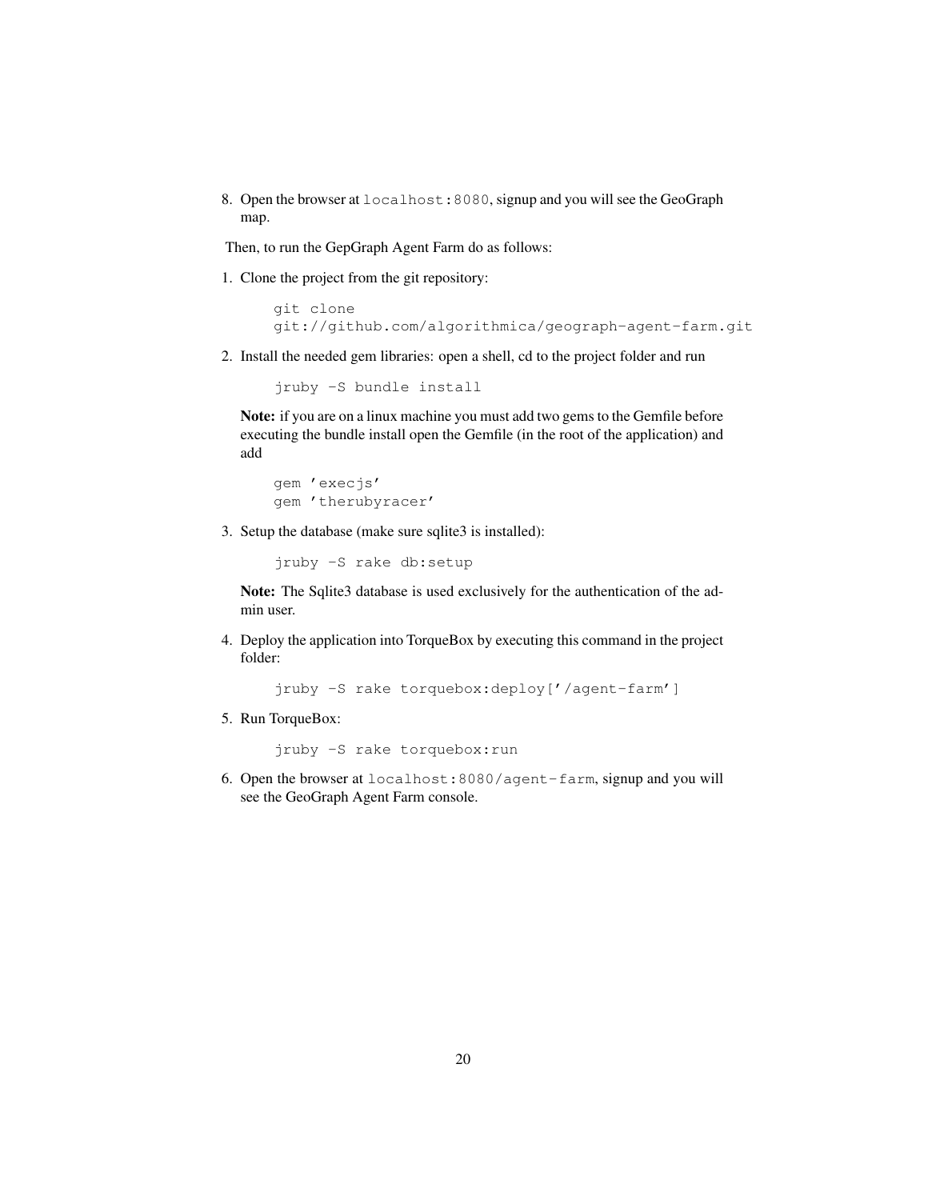8. Open the browser at `localhost:8080`, signup and you will see the GeoGraph map.

Then, to run the GepGraph Agent Farm do as follows:

1. Clone the project from the git repository:

   ```
   git clone
   git://github.com/algorithmica/geograph-agent-farm.git
   ```

2. Install the needed gem libraries: open a shell, cd to the project folder and run

   ```
   jruby -S bundle install
   ```

   **Note:** if you are on a linux machine you must add two gems to the Gemfile before executing the bundle install open the Gemfile (in the root of the application) and add

   ```
   gem 'execjs'
   gem 'therubyracer'
   ```

3. Setup the database (make sure sqlite3 is installed):

   ```
   jruby -S rake db:setup
   ```

   **Note:** The Sqlite3 database is used exclusively for the authentication of the admin user.

4. Deploy the application into TorqueBox by executing this command in the project folder:

   ```
   jruby -S rake torquebox:deploy['/agent-farm']
   ```

5. Run TorqueBox:

   ```
   jruby -S rake torquebox:run
   ```

6. Open the browser at `localhost:8080/agent-farm`, signup and you will see the GeoGraph Agent Farm console.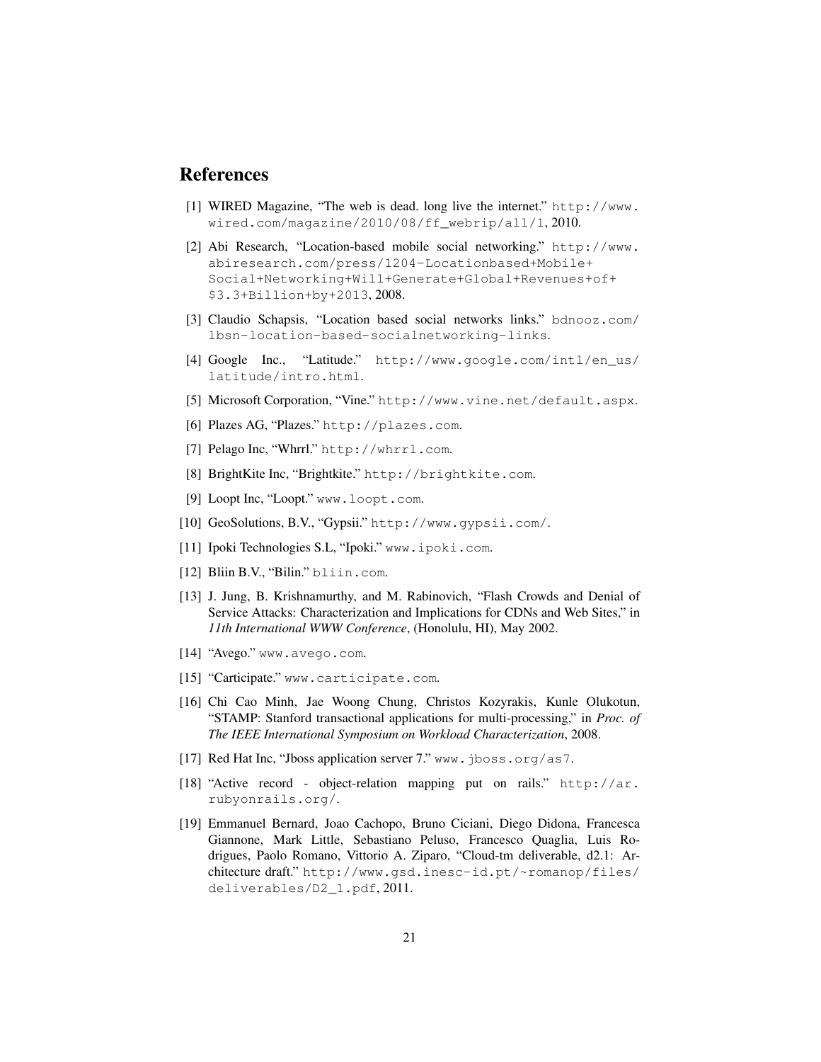# References

[1] WIRED Magazine, "The web is dead. long live the internet." http://www.wired.com/magazine/2010/08/ff_webrip/all/1, 2010.

[2] Abi Research, "Location-based mobile social networking." http://www.abiresearch.com/press/1204-Locationbased+Mobile+Social+Networking+Will+Generate+Global+Revenues+of+$3.3+Billion+by+2013, 2008.

[3] Claudio Schapsis, "Location based social networks links." bdnooz.com/lbsn-location-based-socialnetworking-links.

[4] Google Inc., "Latitude." http://www.google.com/intl/en_us/latitude/intro.html.

[5] Microsoft Corporation, "Vine." http://www.vine.net/default.aspx.

[6] Plazes AG, "Plazes." http://plazes.com.

[7] Pelago Inc, "Whrrl." http://whrrl.com.

[8] BrightKite Inc, "Brightkite." http://brightkite.com.

[9] Loopt Inc, "Loopt." www.loopt.com.

[10] GeoSolutions, B.V., "Gypsii." http://www.gypsii.com/.

[11] Ipoki Technologies S.L, "Ipoki." www.ipoki.com.

[12] Bliin B.V., "Bilin." bliin.com.

[13] J. Jung, B. Krishnamurthy, and M. Rabinovich, "Flash Crowds and Denial of Service Attacks: Characterization and Implications for CDNs and Web Sites," in *11th International WWW Conference*, (Honolulu, HI), May 2002.

[14] "Avego." www.avego.com.

[15] "Carticipate." www.carticipate.com.

[16] Chi Cao Minh, Jae Woong Chung, Christos Kozyrakis, Kunle Olukotun, "STAMP: Stanford transactional applications for multi-processing," in *Proc. of The IEEE International Symposium on Workload Characterization*, 2008.

[17] Red Hat Inc, "Jboss application server 7." www.jboss.org/as7.

[18] "Active record - object-relation mapping put on rails." http://ar.rubyonrails.org/.

[19] Emmanuel Bernard, Joao Cachopo, Bruno Ciciani, Diego Didona, Francesca Giannone, Mark Little, Sebastiano Peluso, Francesco Quaglia, Luis Rodrigues, Paolo Romano, Vittorio A. Ziparo, "Cloud-tm deliverable, d2.1: Architecture draft." http://www.gsd.inesc-id.pt/~romanop/files/deliverables/D2_1.pdf, 2011.